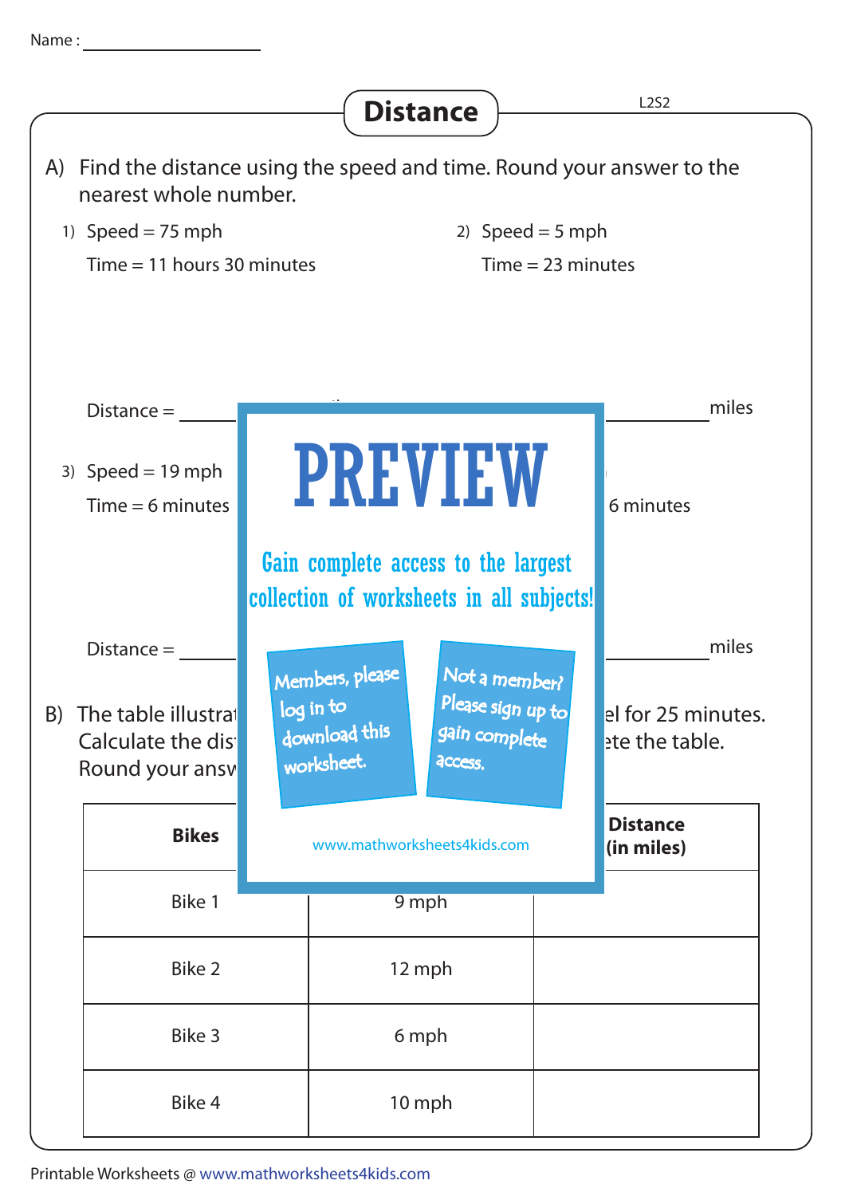Name : ________________

# Distance

L2S2

A) Find the distance using the speed and time. Round your answer to the nearest whole number.

1) Speed = 75 mph

Time = 11 hours 30 minutes

Distance = __________

2) Speed = 5 mph

Time = 23 minutes

__________ miles

3) Speed = 19 mph

Time = 6 minutes

Distance = __________

6 minutes

__________ miles

PREVIEW

Gain complete access to the largest collection of worksheets in all subjects!

Members, please log in to download this worksheet.

Not a member? Please sign up to gain complete access.

www.mathworksheets4kids.com

B) The table illustrat... el for 25 minutes. Calculate the dis... ete the table. Round your answ...

| Bikes | | Distance (in miles) |
|---|---|---|
| Bike 1 | 9 mph | |
| Bike 2 | 12 mph | |
| Bike 3 | 6 mph | |
| Bike 4 | 10 mph | |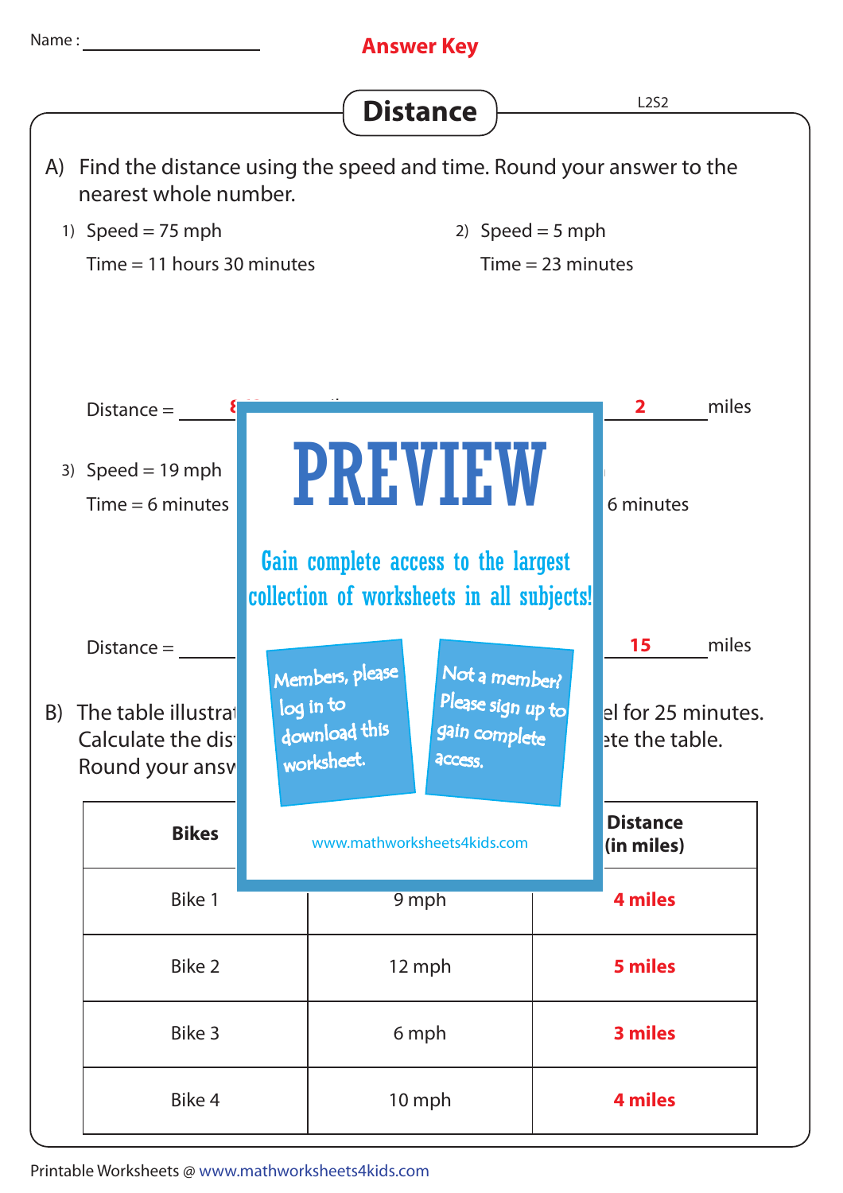Name : ________________

**Answer Key**

# Distance

L2S2

A) Find the distance using the speed and time. Round your answer to the nearest whole number.

1) Speed = 75 mph
Time = 11 hours 30 minutes

Distance = ________

2) Speed = 5 mph
Time = 23 minutes

Distance = **2** miles

3) Speed = 19 mph
Time = 6 minutes

Distance = ________

4) Time = 6 minutes

Distance = **15** miles

B) The table illustrat... el for 25 minutes. Calculate the dis... ete the table. Round your answ...

PREVIEW

Gain complete access to the largest collection of worksheets in all subjects!

Members, please log in to download this worksheet.

Not a member? Please sign up to gain complete access.

www.mathworksheets4kids.com

| Bikes | | Distance (in miles) |
|---|---|---|
| Bike 1 | 9 mph | **4 miles** |
| Bike 2 | 12 mph | **5 miles** |
| Bike 3 | 6 mph | **3 miles** |
| Bike 4 | 10 mph | **4 miles** |